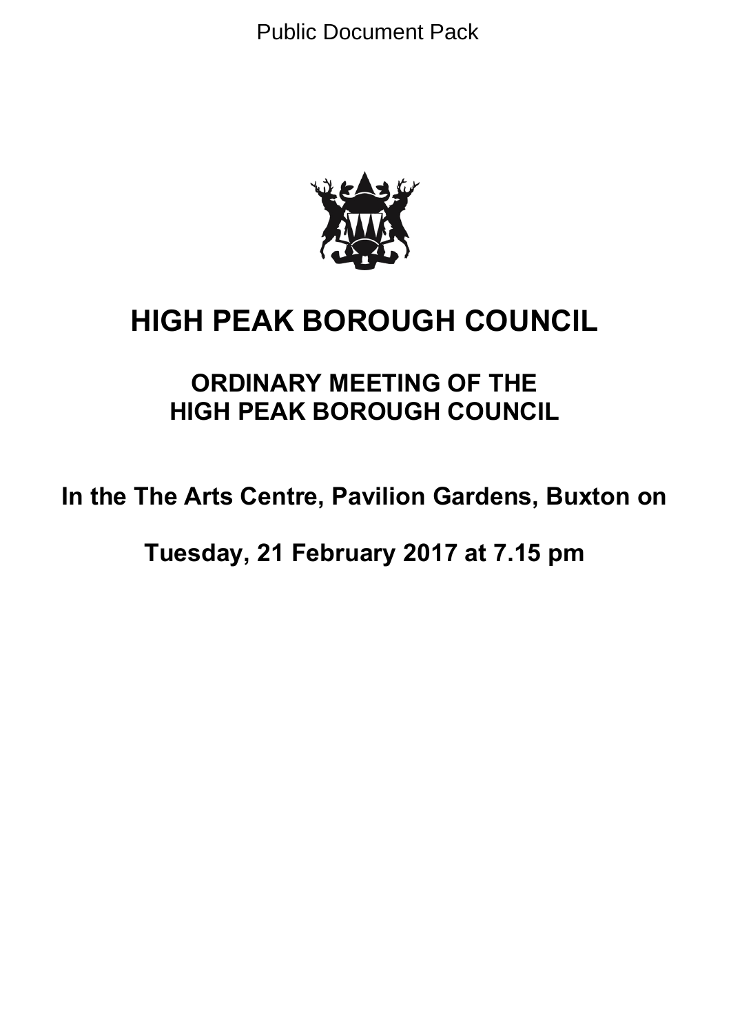Public Document Pack

# HIGH PEAK BOROUGH COUNCIL

## ORDINARY MEETING OF THE HIGH PEAK BOROUGH COUNCIL

**In the The Arts Centre, Pavilion Gardens, Buxton on**

**Tuesday, 21 February 2017 at 7.15 pm**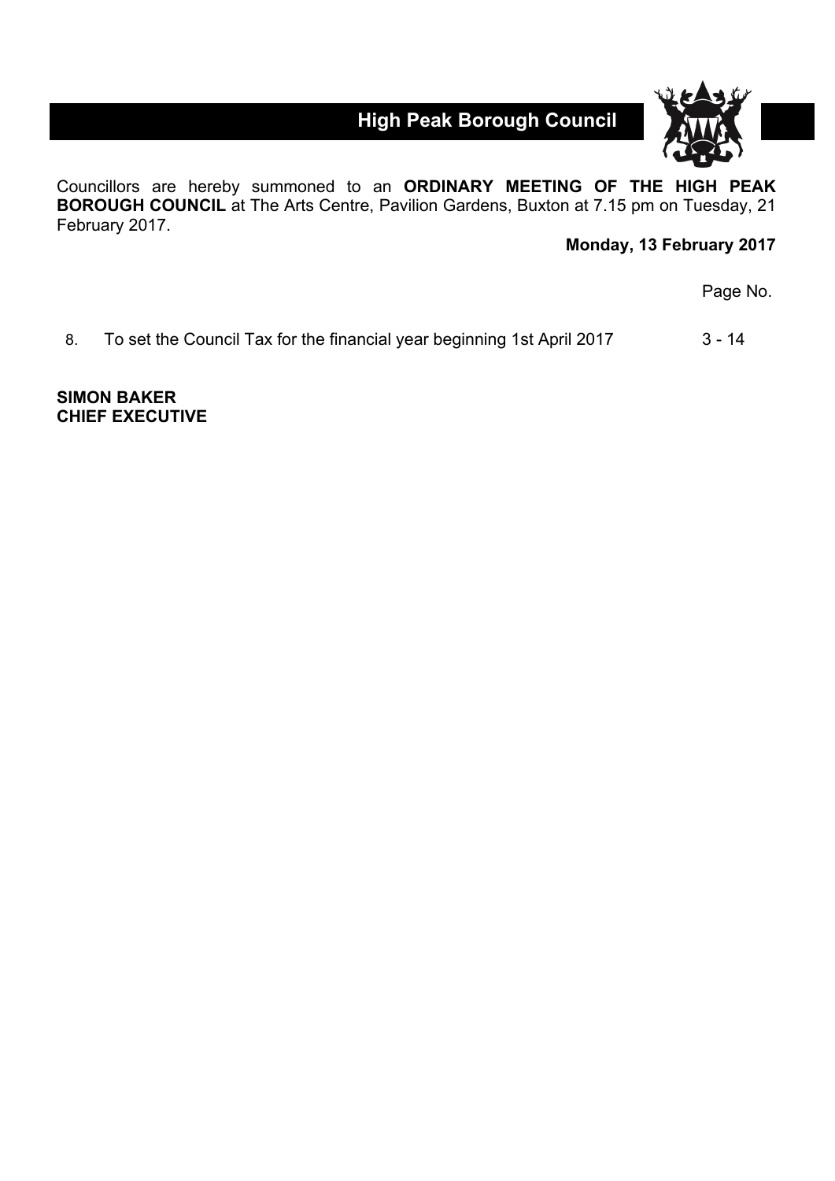# High Peak Borough Council

Councillors are hereby summoned to an **ORDINARY MEETING OF THE HIGH PEAK BOROUGH COUNCIL** at The Arts Centre, Pavilion Gardens, Buxton at 7.15 pm on Tuesday, 21 February 2017.

**Monday, 13 February 2017**

| | | Page No. |
|---|---|---|
| 8. | To set the Council Tax for the financial year beginning 1st April 2017 | 3 - 14 |

**SIMON BAKER**
**CHIEF EXECUTIVE**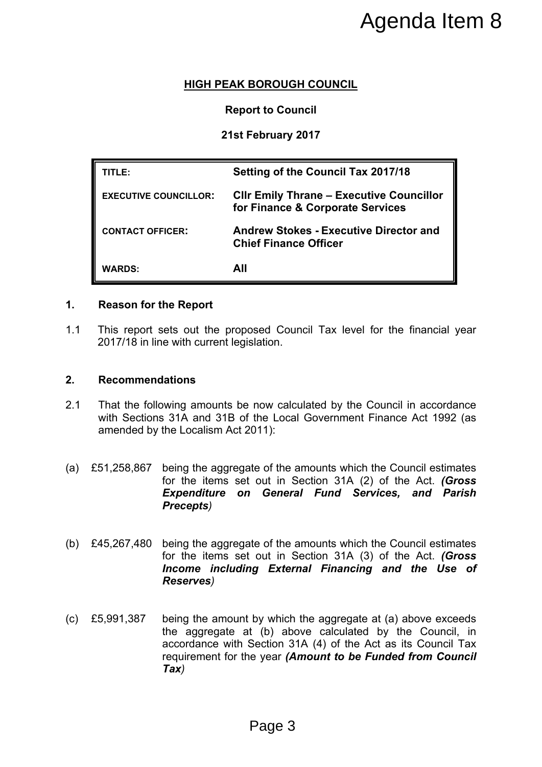Agenda Item 8

**HIGH PEAK BOROUGH COUNCIL**

**Report to Council**

**21st February 2017**

| | |
|---|---|
| **TITLE:** | **Setting of the Council Tax 2017/18** |
| **EXECUTIVE COUNCILLOR:** | **Cllr Emily Thrane – Executive Councillor for Finance & Corporate Services** |
| **CONTACT OFFICER:** | **Andrew Stokes - Executive Director and Chief Finance Officer** |
| **WARDS:** | **All** |

## 1. Reason for the Report

1.1 This report sets out the proposed Council Tax level for the financial year 2017/18 in line with current legislation.

## 2. Recommendations

2.1 That the following amounts be now calculated by the Council in accordance with Sections 31A and 31B of the Local Government Finance Act 1992 (as amended by the Localism Act 2011):

(a) £51,258,867 being the aggregate of the amounts which the Council estimates for the items set out in Section 31A (2) of the Act. ***(Gross Expenditure on General Fund Services, and Parish Precepts)***

(b) £45,267,480 being the aggregate of the amounts which the Council estimates for the items set out in Section 31A (3) of the Act. ***(Gross Income including External Financing and the Use of Reserves)***

(c) £5,991,387 being the amount by which the aggregate at (a) above exceeds the aggregate at (b) above calculated by the Council, in accordance with Section 31A (4) of the Act as its Council Tax requirement for the year ***(Amount to be Funded from Council Tax)***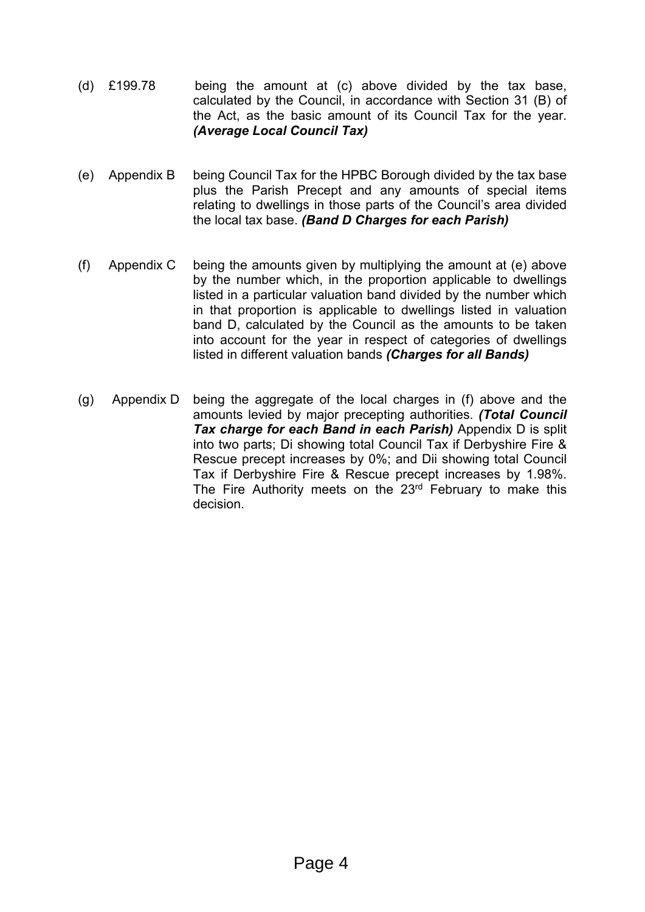(d) £199.78 being the amount at (c) above divided by the tax base, calculated by the Council, in accordance with Section 31 (B) of the Act, as the basic amount of its Council Tax for the year. ***(Average Local Council Tax)***

(e) Appendix B being Council Tax for the HPBC Borough divided by the tax base plus the Parish Precept and any amounts of special items relating to dwellings in those parts of the Council's area divided the local tax base. ***(Band D Charges for each Parish)***

(f) Appendix C being the amounts given by multiplying the amount at (e) above by the number which, in the proportion applicable to dwellings listed in a particular valuation band divided by the number which in that proportion is applicable to dwellings listed in valuation band D, calculated by the Council as the amounts to be taken into account for the year in respect of categories of dwellings listed in different valuation bands ***(Charges for all Bands)***

(g) Appendix D being the aggregate of the local charges in (f) above and the amounts levied by major precepting authorities. ***(Total Council Tax charge for each Band in each Parish)*** Appendix D is split into two parts; Di showing total Council Tax if Derbyshire Fire & Rescue precept increases by 0%; and Dii showing total Council Tax if Derbyshire Fire & Rescue precept increases by 1.98%. The Fire Authority meets on the 23rd February to make this decision.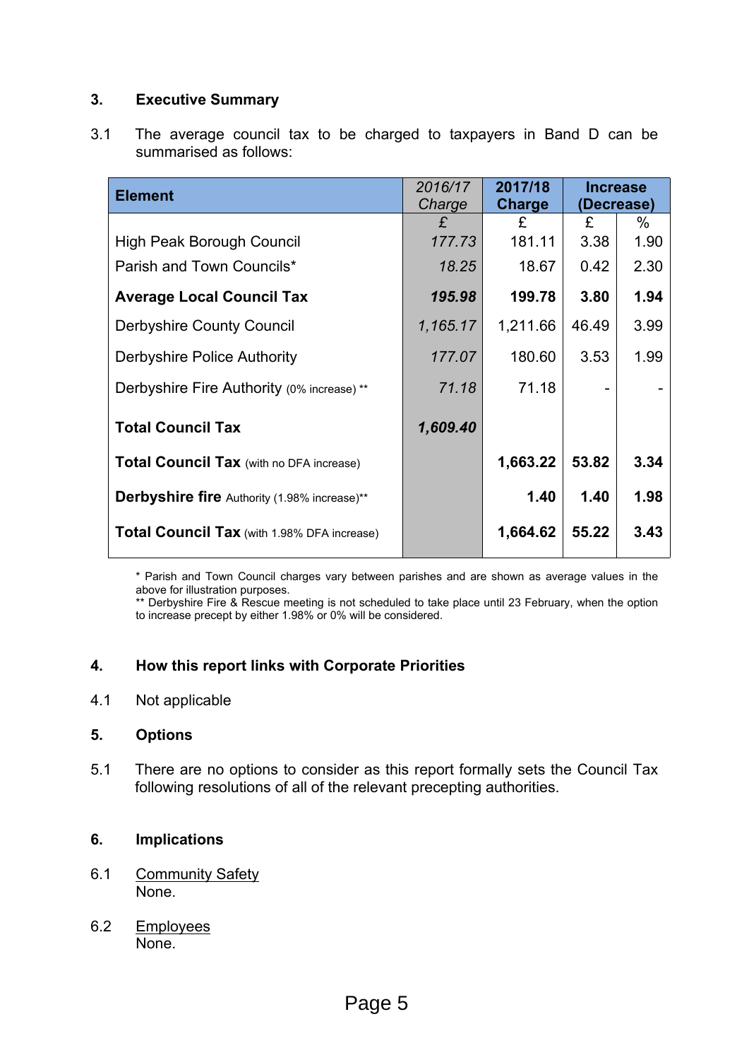## 3. Executive Summary

3.1 The average council tax to be charged to taxpayers in Band D can be summarised as follows:

| Element | *2016/17 Charge* | **2017/18 Charge** | **Increase (Decrease)** | |
|---|---|---|---|---|
| | *£* | £ | £ | % |
| High Peak Borough Council | *177.73* | 181.11 | 3.38 | 1.90 |
| Parish and Town Councils* | *18.25* | 18.67 | 0.42 | 2.30 |
| **Average Local Council Tax** | ***195.98*** | **199.78** | **3.80** | **1.94** |
| Derbyshire County Council | *1,165.17* | 1,211.66 | 46.49 | 3.99 |
| Derbyshire Police Authority | *177.07* | 180.60 | 3.53 | 1.99 |
| Derbyshire Fire Authority (0% increase) ** | *71.18* | 71.18 | - | - |
| **Total Council Tax** | ***1,609.40*** | | | |
| **Total Council Tax** (with no DFA increase) | | **1,663.22** | **53.82** | **3.34** |
| **Derbyshire fire** Authority (1.98% increase)** | | **1.40** | **1.40** | **1.98** |
| **Total Council Tax** (with 1.98% DFA increase) | | **1,664.62** | **55.22** | **3.43** |

\* Parish and Town Council charges vary between parishes and are shown as average values in the above for illustration purposes.
** Derbyshire Fire & Rescue meeting is not scheduled to take place until 23 February, when the option to increase precept by either 1.98% or 0% will be considered.

## 4. How this report links with Corporate Priorities

4.1 Not applicable

## 5. Options

5.1 There are no options to consider as this report formally sets the Council Tax following resolutions of all of the relevant precepting authorities.

## 6. Implications

6.1 Community Safety
None.

6.2 Employees
None.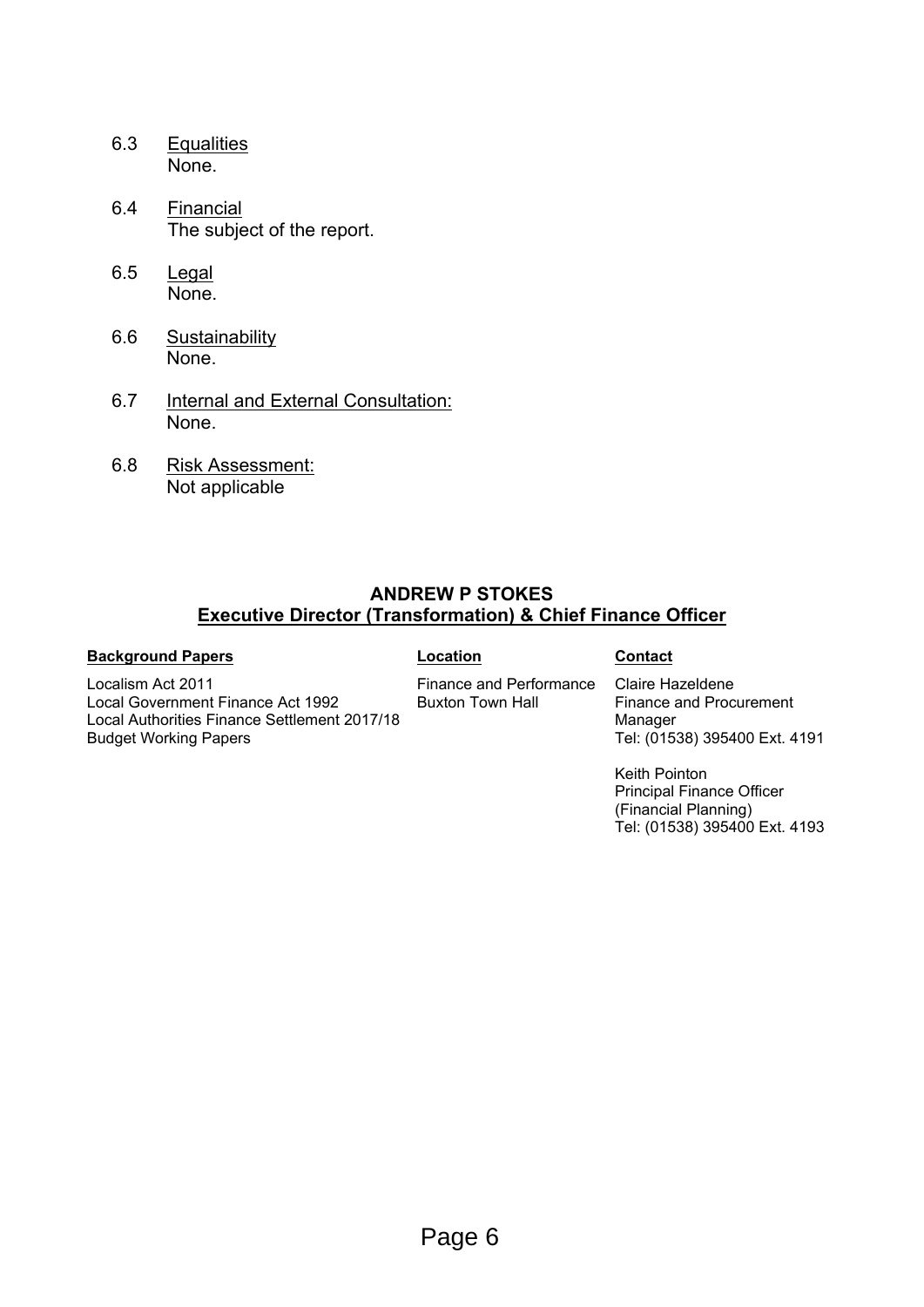6.3 Equalities
None.

6.4 Financial
The subject of the report.

6.5 Legal
None.

6.6 Sustainability
None.

6.7 Internal and External Consultation:
None.

6.8 Risk Assessment:
Not applicable

**ANDREW P STOKES**
**Executive Director (Transformation) & Chief Finance Officer**

| **Background Papers** | **Location** | **Contact** |
| --- | --- | --- |
| Localism Act 2011<br>Local Government Finance Act 1992<br>Local Authorities Finance Settlement 2017/18<br>Budget Working Papers | Finance and Performance<br>Buxton Town Hall | Claire Hazeldene<br>Finance and Procurement Manager<br>Tel: (01538) 395400 Ext. 4191<br><br>Keith Pointon<br>Principal Finance Officer (Financial Planning)<br>Tel: (01538) 395400 Ext. 4193 |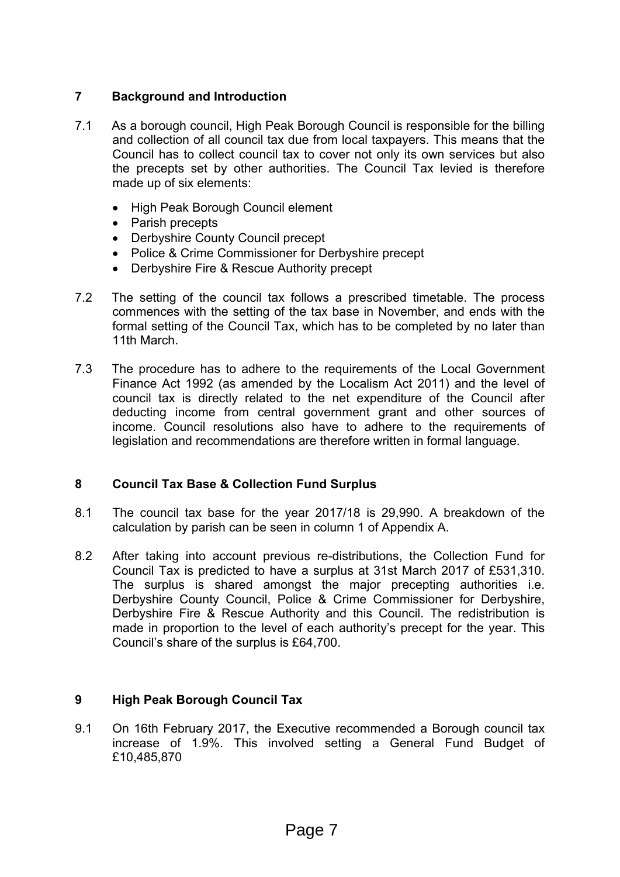## 7 Background and Introduction

7.1 As a borough council, High Peak Borough Council is responsible for the billing and collection of all council tax due from local taxpayers. This means that the Council has to collect council tax to cover not only its own services but also the precepts set by other authorities. The Council Tax levied is therefore made up of six elements:

- High Peak Borough Council element
- Parish precepts
- Derbyshire County Council precept
- Police & Crime Commissioner for Derbyshire precept
- Derbyshire Fire & Rescue Authority precept

7.2 The setting of the council tax follows a prescribed timetable. The process commences with the setting of the tax base in November, and ends with the formal setting of the Council Tax, which has to be completed by no later than 11th March.

7.3 The procedure has to adhere to the requirements of the Local Government Finance Act 1992 (as amended by the Localism Act 2011) and the level of council tax is directly related to the net expenditure of the Council after deducting income from central government grant and other sources of income. Council resolutions also have to adhere to the requirements of legislation and recommendations are therefore written in formal language.

## 8 Council Tax Base & Collection Fund Surplus

8.1 The council tax base for the year 2017/18 is 29,990. A breakdown of the calculation by parish can be seen in column 1 of Appendix A.

8.2 After taking into account previous re-distributions, the Collection Fund for Council Tax is predicted to have a surplus at 31st March 2017 of £531,310. The surplus is shared amongst the major precepting authorities i.e. Derbyshire County Council, Police & Crime Commissioner for Derbyshire, Derbyshire Fire & Rescue Authority and this Council. The redistribution is made in proportion to the level of each authority's precept for the year. This Council's share of the surplus is £64,700.

## 9 High Peak Borough Council Tax

9.1 On 16th February 2017, the Executive recommended a Borough council tax increase of 1.9%. This involved setting a General Fund Budget of £10,485,870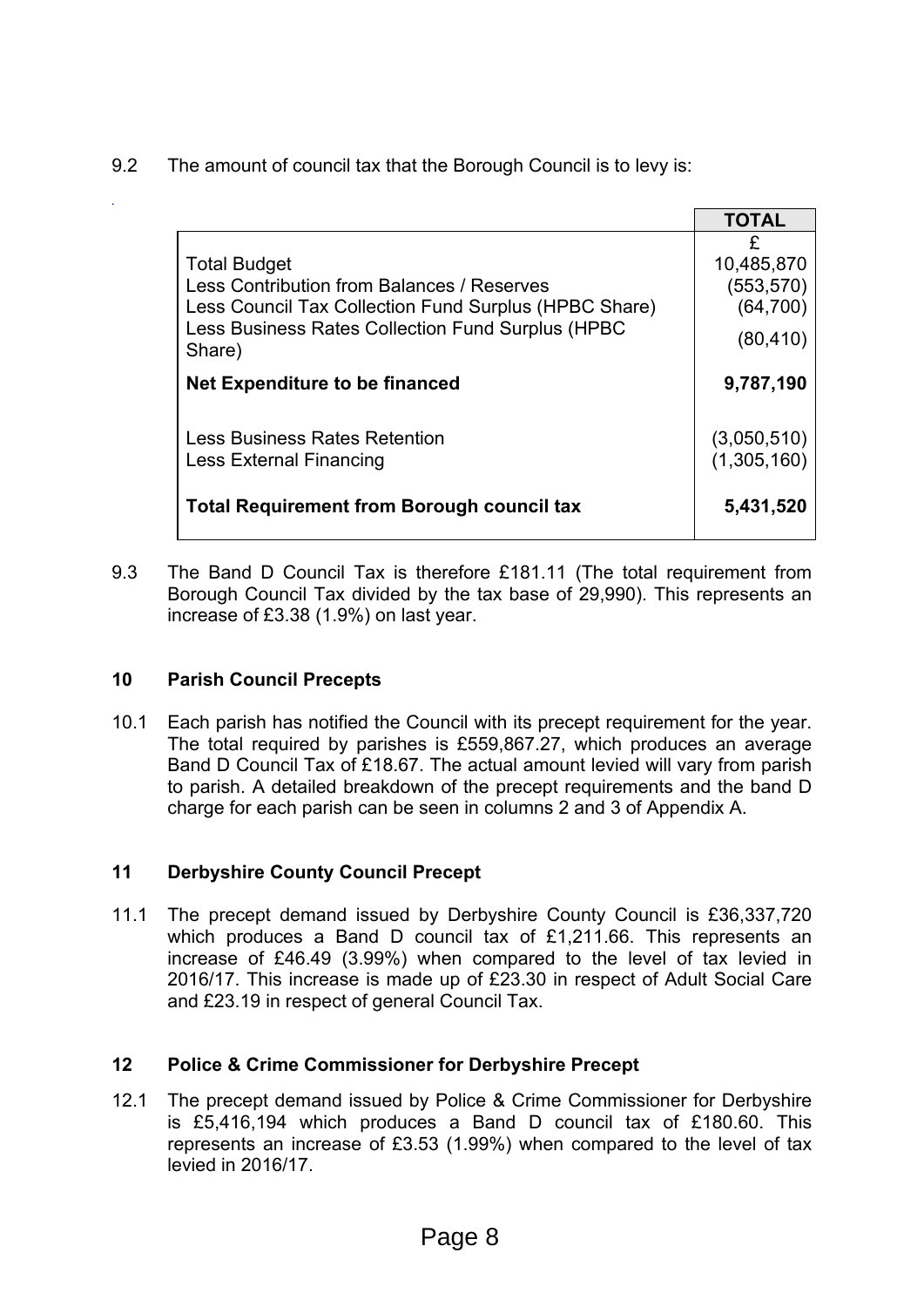9.2 The amount of council tax that the Borough Council is to levy is:

| | TOTAL |
|---|---|
| | £ |
| Total Budget | 10,485,870 |
| Less Contribution from Balances / Reserves | (553,570) |
| Less Council Tax Collection Fund Surplus (HPBC Share) | (64,700) |
| Less Business Rates Collection Fund Surplus (HPBC Share) | (80,410) |
| **Net Expenditure to be financed** | **9,787,190** |
| Less Business Rates Retention | (3,050,510) |
| Less External Financing | (1,305,160) |
| **Total Requirement from Borough council tax** | **5,431,520** |

9.3 The Band D Council Tax is therefore £181.11 (The total requirement from Borough Council Tax divided by the tax base of 29,990). This represents an increase of £3.38 (1.9%) on last year.

## 10 Parish Council Precepts

10.1 Each parish has notified the Council with its precept requirement for the year. The total required by parishes is £559,867.27, which produces an average Band D Council Tax of £18.67. The actual amount levied will vary from parish to parish. A detailed breakdown of the precept requirements and the band D charge for each parish can be seen in columns 2 and 3 of Appendix A.

## 11 Derbyshire County Council Precept

11.1 The precept demand issued by Derbyshire County Council is £36,337,720 which produces a Band D council tax of £1,211.66. This represents an increase of £46.49 (3.99%) when compared to the level of tax levied in 2016/17. This increase is made up of £23.30 in respect of Adult Social Care and £23.19 in respect of general Council Tax.

## 12 Police & Crime Commissioner for Derbyshire Precept

12.1 The precept demand issued by Police & Crime Commissioner for Derbyshire is £5,416,194 which produces a Band D council tax of £180.60. This represents an increase of £3.53 (1.99%) when compared to the level of tax levied in 2016/17.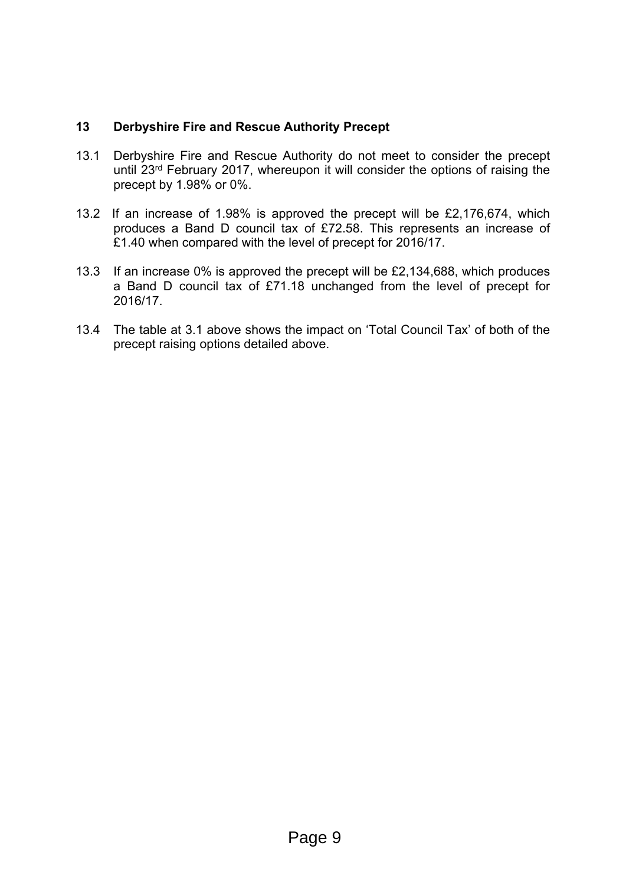## 13 Derbyshire Fire and Rescue Authority Precept

13.1 Derbyshire Fire and Rescue Authority do not meet to consider the precept until 23rd February 2017, whereupon it will consider the options of raising the precept by 1.98% or 0%.

13.2 If an increase of 1.98% is approved the precept will be £2,176,674, which produces a Band D council tax of £72.58. This represents an increase of £1.40 when compared with the level of precept for 2016/17.

13.3 If an increase 0% is approved the precept will be £2,134,688, which produces a Band D council tax of £71.18 unchanged from the level of precept for 2016/17.

13.4 The table at 3.1 above shows the impact on 'Total Council Tax' of both of the precept raising options detailed above.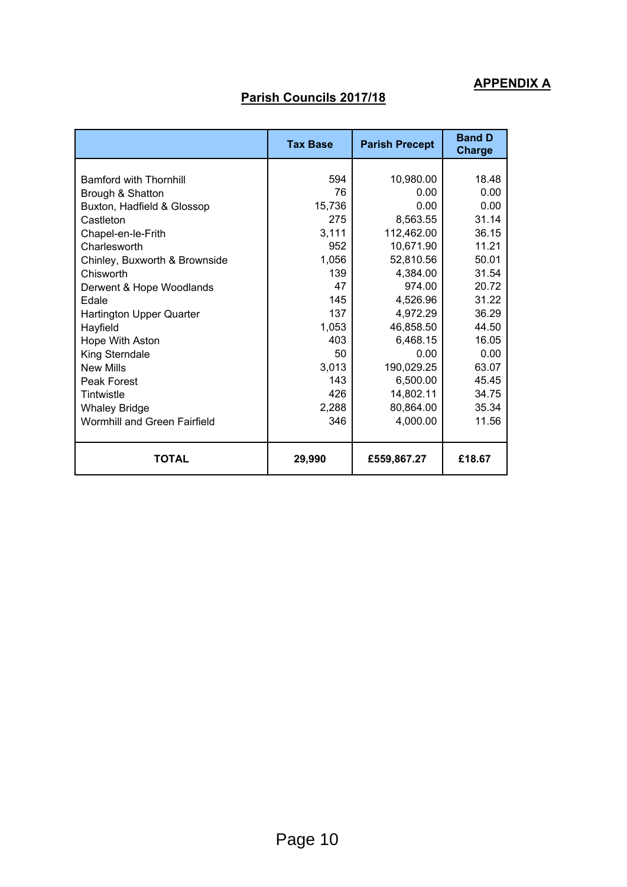**APPENDIX A**

## Parish Councils 2017/18

| | Tax Base | Parish Precept | Band D Charge |
|---|---|---|---|
| Bamford with Thornhill | 594 | 10,980.00 | 18.48 |
| Brough & Shatton | 76 | 0.00 | 0.00 |
| Buxton, Hadfield & Glossop | 15,736 | 0.00 | 0.00 |
| Castleton | 275 | 8,563.55 | 31.14 |
| Chapel-en-le-Frith | 3,111 | 112,462.00 | 36.15 |
| Charlesworth | 952 | 10,671.90 | 11.21 |
| Chinley, Buxworth & Brownside | 1,056 | 52,810.56 | 50.01 |
| Chisworth | 139 | 4,384.00 | 31.54 |
| Derwent & Hope Woodlands | 47 | 974.00 | 20.72 |
| Edale | 145 | 4,526.96 | 31.22 |
| Hartington Upper Quarter | 137 | 4,972.29 | 36.29 |
| Hayfield | 1,053 | 46,858.50 | 44.50 |
| Hope With Aston | 403 | 6,468.15 | 16.05 |
| King Sterndale | 50 | 0.00 | 0.00 |
| New Mills | 3,013 | 190,029.25 | 63.07 |
| Peak Forest | 143 | 6,500.00 | 45.45 |
| Tintwistle | 426 | 14,802.11 | 34.75 |
| Whaley Bridge | 2,288 | 80,864.00 | 35.34 |
| Wormhill and Green Fairfield | 346 | 4,000.00 | 11.56 |
| **TOTAL** | **29,990** | **£559,867.27** | **£18.67** |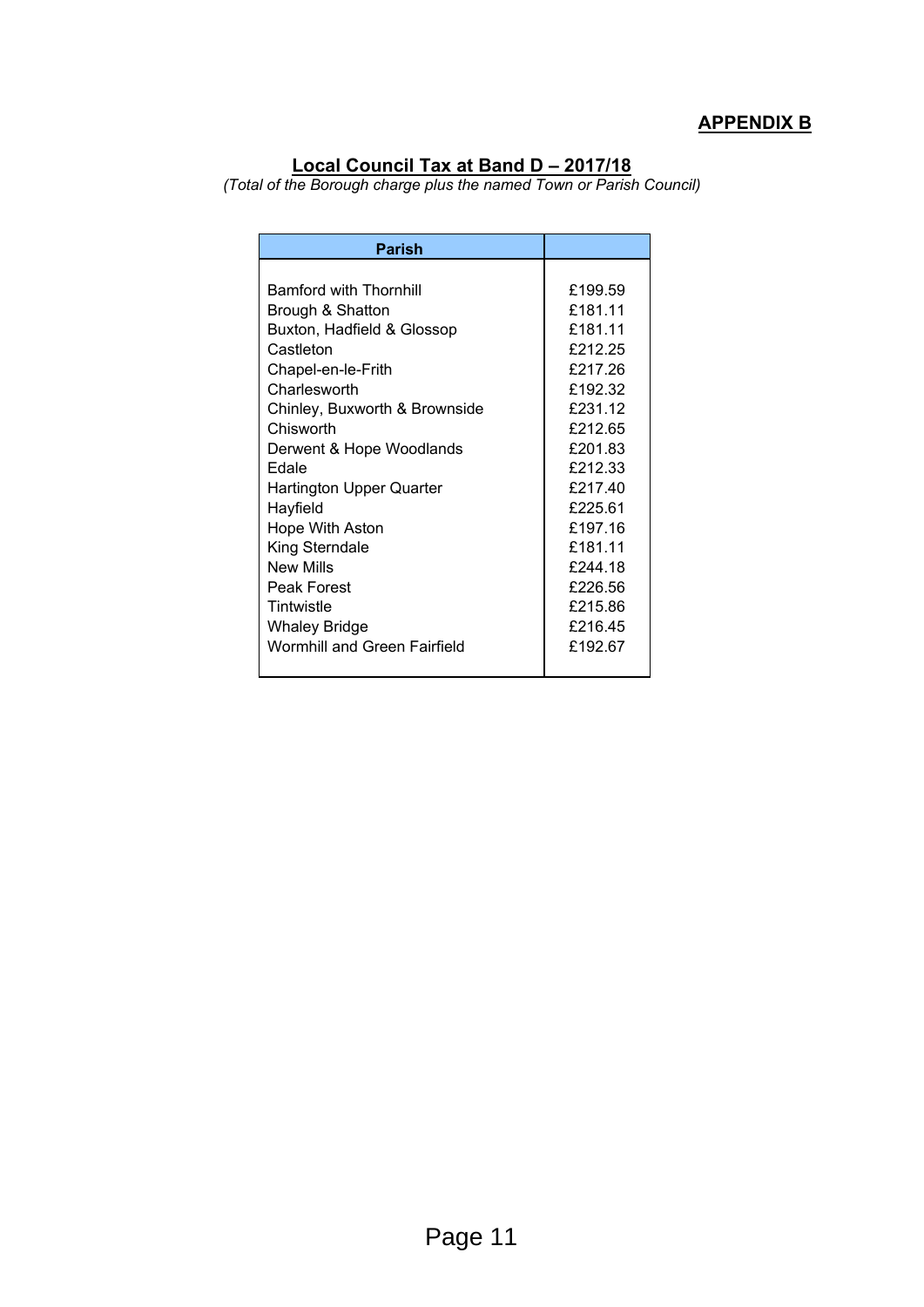**APPENDIX B**

## Local Council Tax at Band D – 2017/18

*(Total of the Borough charge plus the named Town or Parish Council)*

| Parish | |
|---|---|
| Bamford with Thornhill | £199.59 |
| Brough & Shatton | £181.11 |
| Buxton, Hadfield & Glossop | £181.11 |
| Castleton | £212.25 |
| Chapel-en-le-Frith | £217.26 |
| Charlesworth | £192.32 |
| Chinley, Buxworth & Brownside | £231.12 |
| Chisworth | £212.65 |
| Derwent & Hope Woodlands | £201.83 |
| Edale | £212.33 |
| Hartington Upper Quarter | £217.40 |
| Hayfield | £225.61 |
| Hope With Aston | £197.16 |
| King Sterndale | £181.11 |
| New Mills | £244.18 |
| Peak Forest | £226.56 |
| Tintwistle | £215.86 |
| Whaley Bridge | £216.45 |
| Wormhill and Green Fairfield | £192.67 |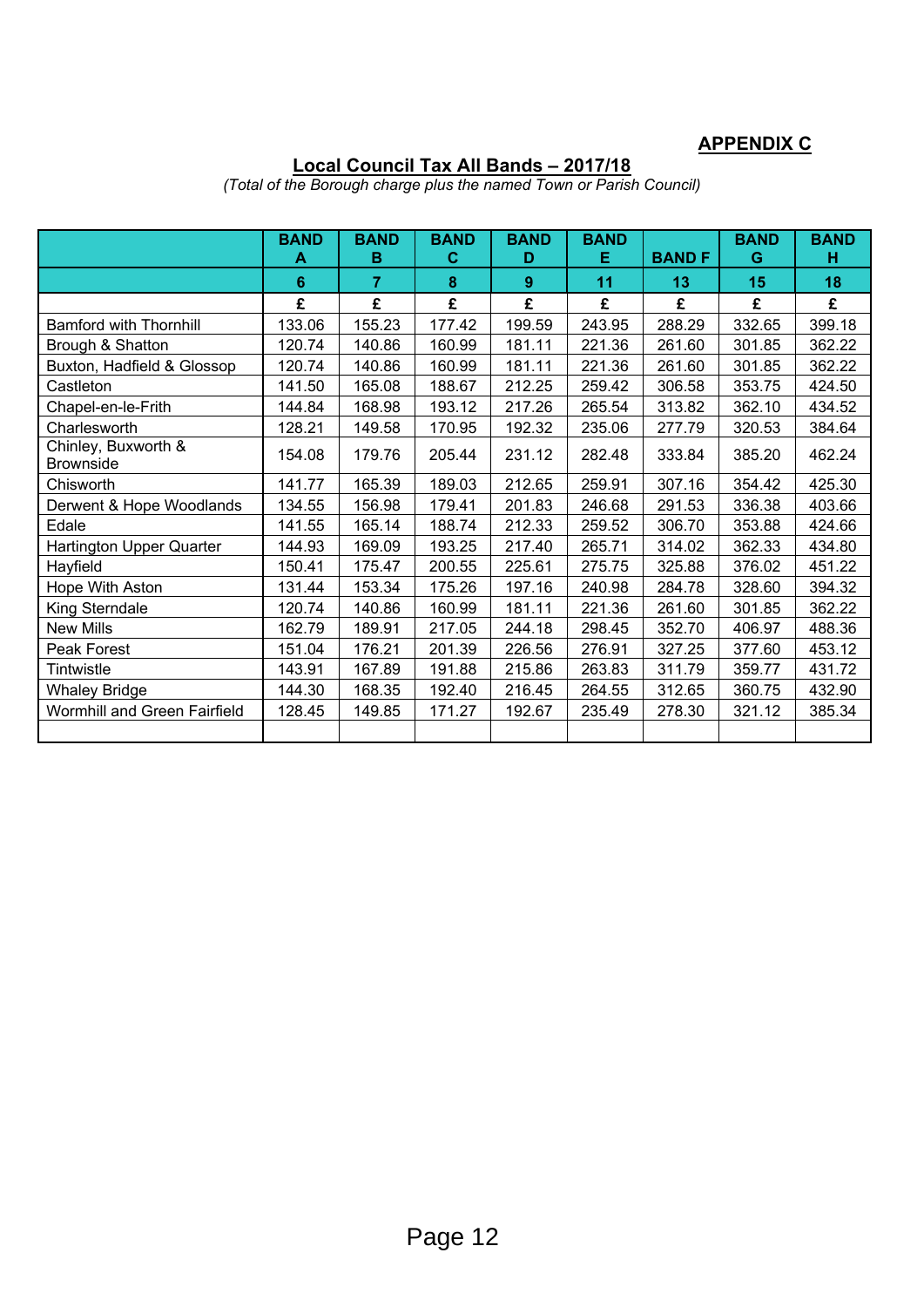**APPENDIX C**

## Local Council Tax All Bands – 2017/18

*(Total of the Borough charge plus the named Town or Parish Council)*

| | BAND A | BAND B | BAND C | BAND D | BAND E | BAND F | BAND G | BAND H |
|---|---|---|---|---|---|---|---|---|
| | 6 | 7 | 8 | 9 | 11 | 13 | 15 | 18 |
| | £ | £ | £ | £ | £ | £ | £ | £ |
| Bamford with Thornhill | 133.06 | 155.23 | 177.42 | 199.59 | 243.95 | 288.29 | 332.65 | 399.18 |
| Brough & Shatton | 120.74 | 140.86 | 160.99 | 181.11 | 221.36 | 261.60 | 301.85 | 362.22 |
| Buxton, Hadfield & Glossop | 120.74 | 140.86 | 160.99 | 181.11 | 221.36 | 261.60 | 301.85 | 362.22 |
| Castleton | 141.50 | 165.08 | 188.67 | 212.25 | 259.42 | 306.58 | 353.75 | 424.50 |
| Chapel-en-le-Frith | 144.84 | 168.98 | 193.12 | 217.26 | 265.54 | 313.82 | 362.10 | 434.52 |
| Charlesworth | 128.21 | 149.58 | 170.95 | 192.32 | 235.06 | 277.79 | 320.53 | 384.64 |
| Chinley, Buxworth & Brownside | 154.08 | 179.76 | 205.44 | 231.12 | 282.48 | 333.84 | 385.20 | 462.24 |
| Chisworth | 141.77 | 165.39 | 189.03 | 212.65 | 259.91 | 307.16 | 354.42 | 425.30 |
| Derwent & Hope Woodlands | 134.55 | 156.98 | 179.41 | 201.83 | 246.68 | 291.53 | 336.38 | 403.66 |
| Edale | 141.55 | 165.14 | 188.74 | 212.33 | 259.52 | 306.70 | 353.88 | 424.66 |
| Hartington Upper Quarter | 144.93 | 169.09 | 193.25 | 217.40 | 265.71 | 314.02 | 362.33 | 434.80 |
| Hayfield | 150.41 | 175.47 | 200.55 | 225.61 | 275.75 | 325.88 | 376.02 | 451.22 |
| Hope With Aston | 131.44 | 153.34 | 175.26 | 197.16 | 240.98 | 284.78 | 328.60 | 394.32 |
| King Sterndale | 120.74 | 140.86 | 160.99 | 181.11 | 221.36 | 261.60 | 301.85 | 362.22 |
| New Mills | 162.79 | 189.91 | 217.05 | 244.18 | 298.45 | 352.70 | 406.97 | 488.36 |
| Peak Forest | 151.04 | 176.21 | 201.39 | 226.56 | 276.91 | 327.25 | 377.60 | 453.12 |
| Tintwistle | 143.91 | 167.89 | 191.88 | 215.86 | 263.83 | 311.79 | 359.77 | 431.72 |
| Whaley Bridge | 144.30 | 168.35 | 192.40 | 216.45 | 264.55 | 312.65 | 360.75 | 432.90 |
| Wormhill and Green Fairfield | 128.45 | 149.85 | 171.27 | 192.67 | 235.49 | 278.30 | 321.12 | 385.34 |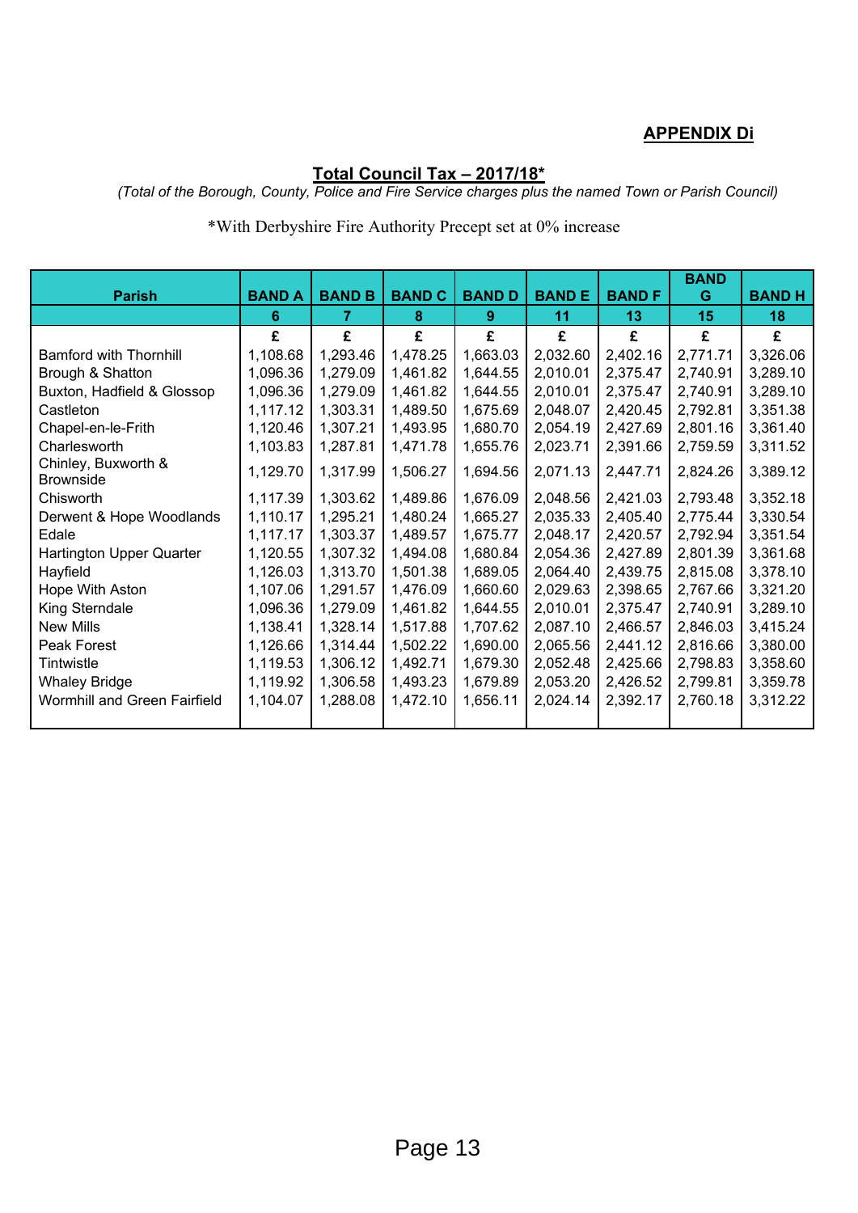**APPENDIX Di**

**Total Council Tax – 2017/18***

*(Total of the Borough, County, Police and Fire Service charges plus the named Town or Parish Council)*

*With Derbyshire Fire Authority Precept set at 0% increase

| Parish | BAND A | BAND B | BAND C | BAND D | BAND E | BAND F | BAND G | BAND H |
|---|---|---|---|---|---|---|---|---|
| | 6 | 7 | 8 | 9 | 11 | 13 | 15 | 18 |
| | £ | £ | £ | £ | £ | £ | £ | £ |
| Bamford with Thornhill | 1,108.68 | 1,293.46 | 1,478.25 | 1,663.03 | 2,032.60 | 2,402.16 | 2,771.71 | 3,326.06 |
| Brough & Shatton | 1,096.36 | 1,279.09 | 1,461.82 | 1,644.55 | 2,010.01 | 2,375.47 | 2,740.91 | 3,289.10 |
| Buxton, Hadfield & Glossop | 1,096.36 | 1,279.09 | 1,461.82 | 1,644.55 | 2,010.01 | 2,375.47 | 2,740.91 | 3,289.10 |
| Castleton | 1,117.12 | 1,303.31 | 1,489.50 | 1,675.69 | 2,048.07 | 2,420.45 | 2,792.81 | 3,351.38 |
| Chapel-en-le-Frith | 1,120.46 | 1,307.21 | 1,493.95 | 1,680.70 | 2,054.19 | 2,427.69 | 2,801.16 | 3,361.40 |
| Charlesworth | 1,103.83 | 1,287.81 | 1,471.78 | 1,655.76 | 2,023.71 | 2,391.66 | 2,759.59 | 3,311.52 |
| Chinley, Buxworth & Brownside | 1,129.70 | 1,317.99 | 1,506.27 | 1,694.56 | 2,071.13 | 2,447.71 | 2,824.26 | 3,389.12 |
| Chisworth | 1,117.39 | 1,303.62 | 1,489.86 | 1,676.09 | 2,048.56 | 2,421.03 | 2,793.48 | 3,352.18 |
| Derwent & Hope Woodlands | 1,110.17 | 1,295.21 | 1,480.24 | 1,665.27 | 2,035.33 | 2,405.40 | 2,775.44 | 3,330.54 |
| Edale | 1,117.17 | 1,303.37 | 1,489.57 | 1,675.77 | 2,048.17 | 2,420.57 | 2,792.94 | 3,351.54 |
| Hartington Upper Quarter | 1,120.55 | 1,307.32 | 1,494.08 | 1,680.84 | 2,054.36 | 2,427.89 | 2,801.39 | 3,361.68 |
| Hayfield | 1,126.03 | 1,313.70 | 1,501.38 | 1,689.05 | 2,064.40 | 2,439.75 | 2,815.08 | 3,378.10 |
| Hope With Aston | 1,107.06 | 1,291.57 | 1,476.09 | 1,660.60 | 2,029.63 | 2,398.65 | 2,767.66 | 3,321.20 |
| King Sterndale | 1,096.36 | 1,279.09 | 1,461.82 | 1,644.55 | 2,010.01 | 2,375.47 | 2,740.91 | 3,289.10 |
| New Mills | 1,138.41 | 1,328.14 | 1,517.88 | 1,707.62 | 2,087.10 | 2,466.57 | 2,846.03 | 3,415.24 |
| Peak Forest | 1,126.66 | 1,314.44 | 1,502.22 | 1,690.00 | 2,065.56 | 2,441.12 | 2,816.66 | 3,380.00 |
| Tintwistle | 1,119.53 | 1,306.12 | 1,492.71 | 1,679.30 | 2,052.48 | 2,425.66 | 2,798.83 | 3,358.60 |
| Whaley Bridge | 1,119.92 | 1,306.58 | 1,493.23 | 1,679.89 | 2,053.20 | 2,426.52 | 2,799.81 | 3,359.78 |
| Wormhill and Green Fairfield | 1,104.07 | 1,288.08 | 1,472.10 | 1,656.11 | 2,024.14 | 2,392.17 | 2,760.18 | 3,312.22 |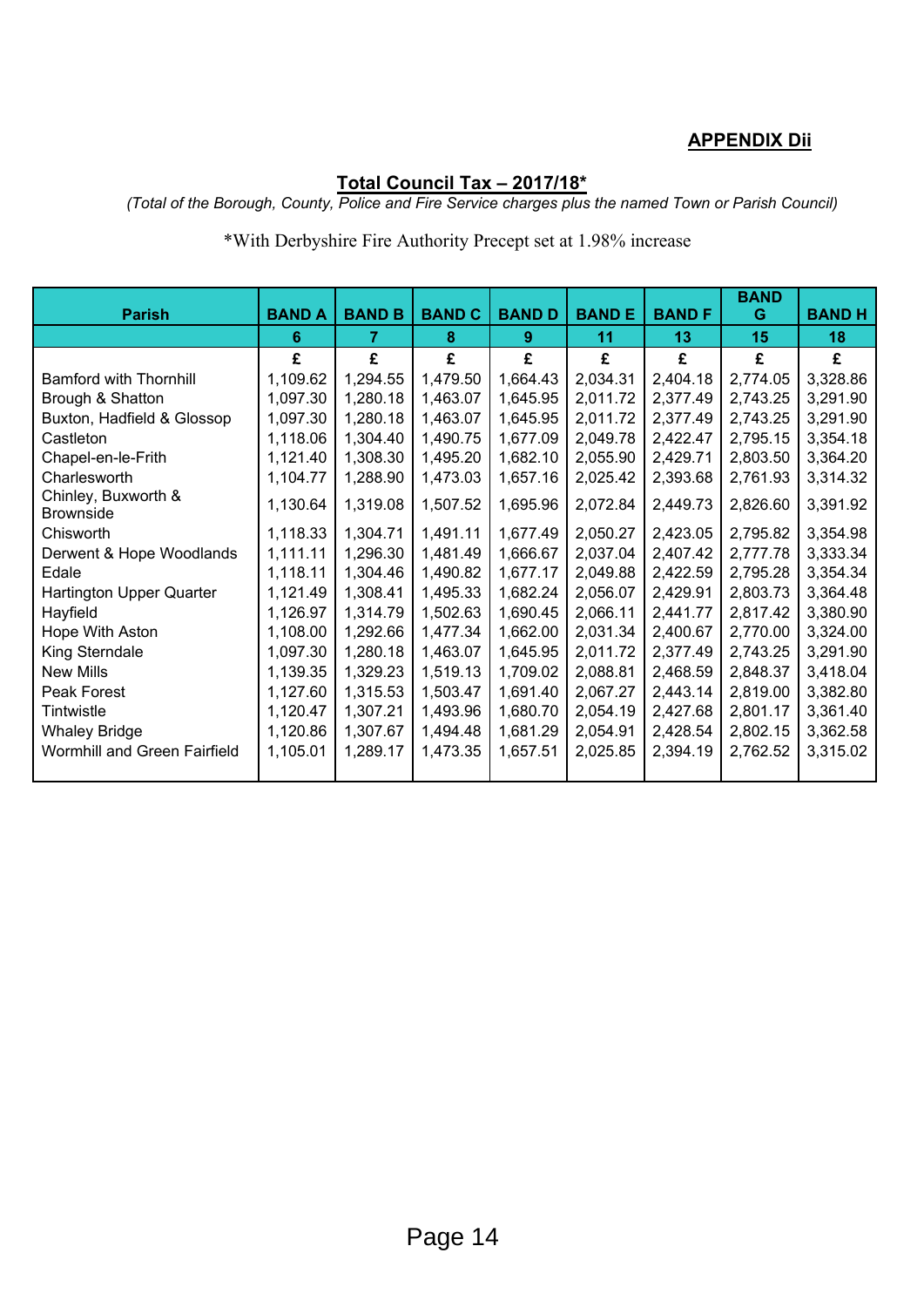**APPENDIX Dii**

## Total Council Tax – 2017/18*

*(Total of the Borough, County, Police and Fire Service charges plus the named Town or Parish Council)*

*With Derbyshire Fire Authority Precept set at 1.98% increase

| Parish | BAND A | BAND B | BAND C | BAND D | BAND E | BAND F | BAND G | BAND H |
|---|---|---|---|---|---|---|---|---|
| | 6 | 7 | 8 | 9 | 11 | 13 | 15 | 18 |
| | £ | £ | £ | £ | £ | £ | £ | £ |
| Bamford with Thornhill | 1,109.62 | 1,294.55 | 1,479.50 | 1,664.43 | 2,034.31 | 2,404.18 | 2,774.05 | 3,328.86 |
| Brough & Shatton | 1,097.30 | 1,280.18 | 1,463.07 | 1,645.95 | 2,011.72 | 2,377.49 | 2,743.25 | 3,291.90 |
| Buxton, Hadfield & Glossop | 1,097.30 | 1,280.18 | 1,463.07 | 1,645.95 | 2,011.72 | 2,377.49 | 2,743.25 | 3,291.90 |
| Castleton | 1,118.06 | 1,304.40 | 1,490.75 | 1,677.09 | 2,049.78 | 2,422.47 | 2,795.15 | 3,354.18 |
| Chapel-en-le-Frith | 1,121.40 | 1,308.30 | 1,495.20 | 1,682.10 | 2,055.90 | 2,429.71 | 2,803.50 | 3,364.20 |
| Charlesworth | 1,104.77 | 1,288.90 | 1,473.03 | 1,657.16 | 2,025.42 | 2,393.68 | 2,761.93 | 3,314.32 |
| Chinley, Buxworth & Brownside | 1,130.64 | 1,319.08 | 1,507.52 | 1,695.96 | 2,072.84 | 2,449.73 | 2,826.60 | 3,391.92 |
| Chisworth | 1,118.33 | 1,304.71 | 1,491.11 | 1,677.49 | 2,050.27 | 2,423.05 | 2,795.82 | 3,354.98 |
| Derwent & Hope Woodlands | 1,111.11 | 1,296.30 | 1,481.49 | 1,666.67 | 2,037.04 | 2,407.42 | 2,777.78 | 3,333.34 |
| Edale | 1,118.11 | 1,304.46 | 1,490.82 | 1,677.17 | 2,049.88 | 2,422.59 | 2,795.28 | 3,354.34 |
| Hartington Upper Quarter | 1,121.49 | 1,308.41 | 1,495.33 | 1,682.24 | 2,056.07 | 2,429.91 | 2,803.73 | 3,364.48 |
| Hayfield | 1,126.97 | 1,314.79 | 1,502.63 | 1,690.45 | 2,066.11 | 2,441.77 | 2,817.42 | 3,380.90 |
| Hope With Aston | 1,108.00 | 1,292.66 | 1,477.34 | 1,662.00 | 2,031.34 | 2,400.67 | 2,770.00 | 3,324.00 |
| King Sterndale | 1,097.30 | 1,280.18 | 1,463.07 | 1,645.95 | 2,011.72 | 2,377.49 | 2,743.25 | 3,291.90 |
| New Mills | 1,139.35 | 1,329.23 | 1,519.13 | 1,709.02 | 2,088.81 | 2,468.59 | 2,848.37 | 3,418.04 |
| Peak Forest | 1,127.60 | 1,315.53 | 1,503.47 | 1,691.40 | 2,067.27 | 2,443.14 | 2,819.00 | 3,382.80 |
| Tintwistle | 1,120.47 | 1,307.21 | 1,493.96 | 1,680.70 | 2,054.19 | 2,427.68 | 2,801.17 | 3,361.40 |
| Whaley Bridge | 1,120.86 | 1,307.67 | 1,494.48 | 1,681.29 | 2,054.91 | 2,428.54 | 2,802.15 | 3,362.58 |
| Wormhill and Green Fairfield | 1,105.01 | 1,289.17 | 1,473.35 | 1,657.51 | 2,025.85 | 2,394.19 | 2,762.52 | 3,315.02 |